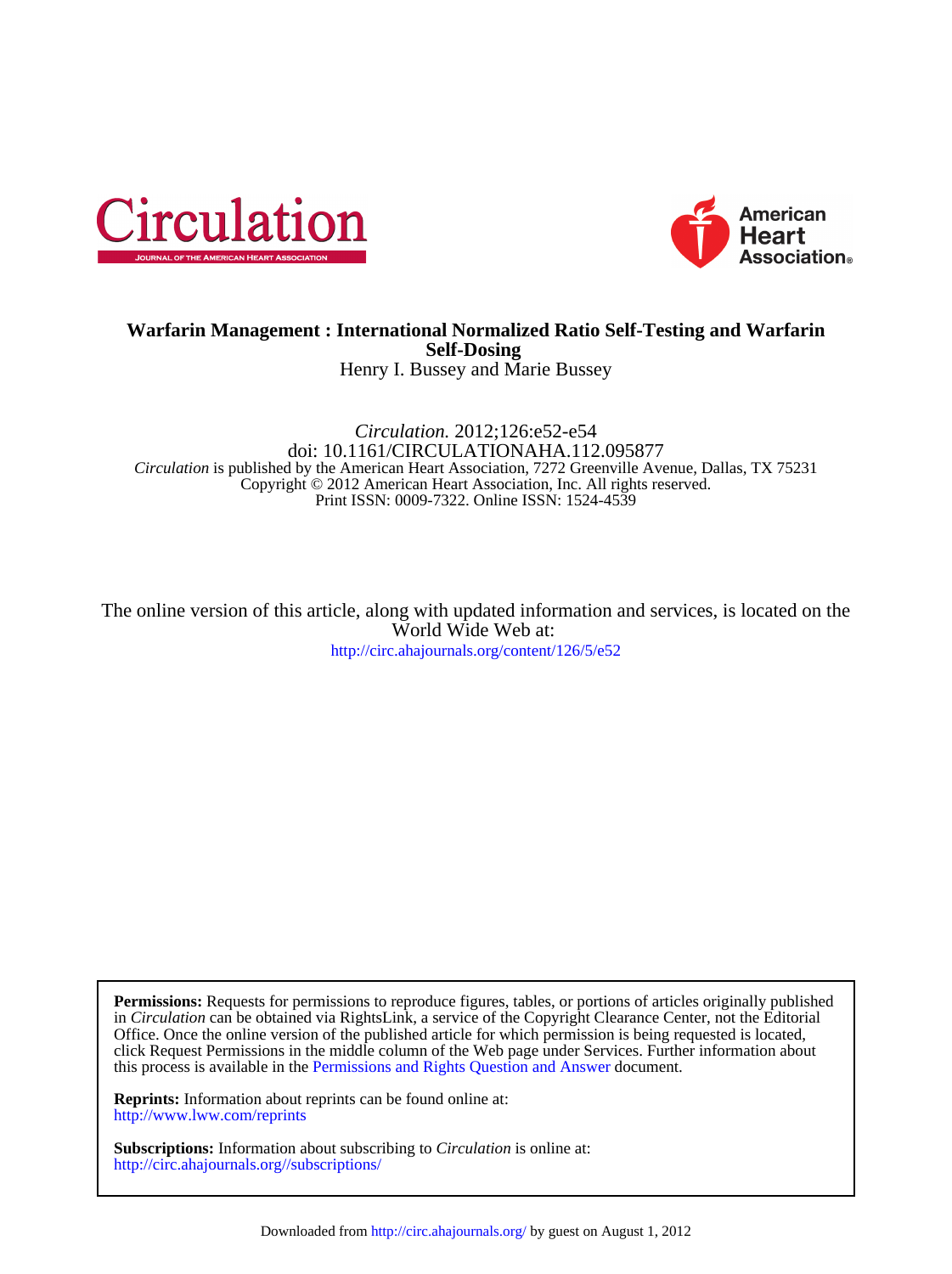# Warfarin Management : International Normalized Ratio Self-Testing and Warfarin Self-Dosing

Henry I. Bussey and Marie Bussey

*Circulation.* 2012;126:e52-e54

doi: 10.1161/CIRCULATIONAHA.112.095877

*Circulation* is published by the American Heart Association, 7272 Greenville Avenue, Dallas, TX 75231

Copyright © 2012 American Heart Association, Inc. All rights reserved.

Print ISSN: 0009-7322. Online ISSN: 1524-4539

The online version of this article, along with updated information and services, is located on the World Wide Web at:

http://circ.ahajournals.org/content/126/5/e52

**Permissions:** Requests for permissions to reproduce figures, tables, or portions of articles originally published in *Circulation* can be obtained via RightsLink, a service of the Copyright Clearance Center, not the Editorial Office. Once the online version of the published article for which permission is being requested is located, click Request Permissions in the middle column of the Web page under Services. Further information about this process is available in the Permissions and Rights Question and Answer document.

**Reprints:** Information about reprints can be found online at:
http://www.lww.com/reprints

**Subscriptions:** Information about subscribing to *Circulation* is online at:
http://circ.ahajournals.org//subscriptions/

Downloaded from http://circ.ahajournals.org/ by guest on August 1, 2012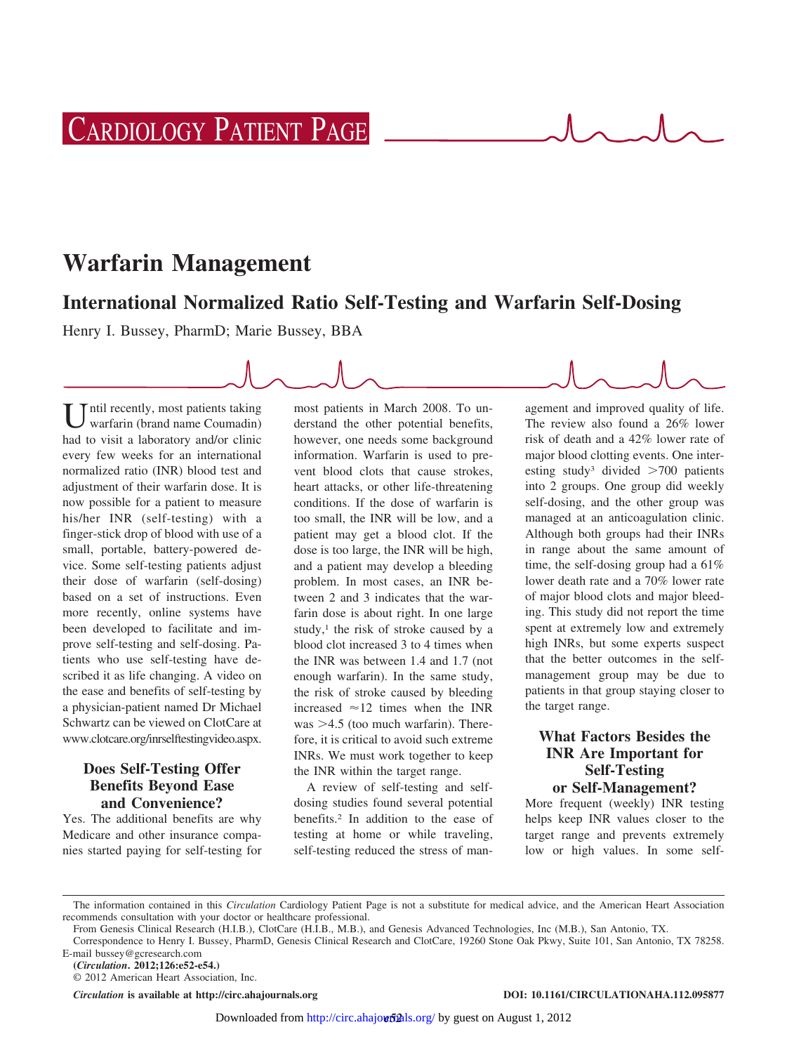# Cardiology Patient Page

# Warfarin Management

## International Normalized Ratio Self-Testing and Warfarin Self-Dosing

Henry I. Bussey, PharmD; Marie Bussey, BBA

Until recently, most patients taking warfarin (brand name Coumadin) had to visit a laboratory and/or clinic every few weeks for an international normalized ratio (INR) blood test and adjustment of their warfarin dose. It is now possible for a patient to measure his/her INR (self-testing) with a finger-stick drop of blood with use of a small, portable, battery-powered device. Some self-testing patients adjust their dose of warfarin (self-dosing) based on a set of instructions. Even more recently, online systems have been developed to facilitate and improve self-testing and self-dosing. Patients who use self-testing have described it as life changing. A video on the ease and benefits of self-testing by a physician-patient named Dr Michael Schwartz can be viewed on ClotCare at www.clotcare.org/inrselftestingvideo.aspx.

### Does Self-Testing Offer Benefits Beyond Ease and Convenience?

Yes. The additional benefits are why Medicare and other insurance companies started paying for self-testing for most patients in March 2008. To understand the other potential benefits, however, one needs some background information. Warfarin is used to prevent blood clots that cause strokes, heart attacks, or other life-threatening conditions. If the dose of warfarin is too small, the INR will be low, and a patient may get a blood clot. If the dose is too large, the INR will be high, and a patient may develop a bleeding problem. In most cases, an INR between 2 and 3 indicates that the warfarin dose is about right. In one large study,[1] the risk of stroke caused by a blood clot increased 3 to 4 times when the INR was between 1.4 and 1.7 (not enough warfarin). In the same study, the risk of stroke caused by bleeding increased ≈12 times when the INR was >4.5 (too much warfarin). Therefore, it is critical to avoid such extreme INRs. We must work together to keep the INR within the target range.

A review of self-testing and self-dosing studies found several potential benefits.[2] In addition to the ease of testing at home or while traveling, self-testing reduced the stress of management and improved quality of life. The review also found a 26% lower risk of death and a 42% lower rate of major blood clotting events. One interesting study[3] divided >700 patients into 2 groups. One group did weekly self-dosing, and the other group was managed at an anticoagulation clinic. Although both groups had their INRs in range about the same amount of time, the self-dosing group had a 61% lower death rate and a 70% lower rate of major blood clots and major bleeding. This study did not report the time spent at extremely low and extremely high INRs, but some experts suspect that the better outcomes in the self-management group may be due to patients in that group staying closer to the target range.

### What Factors Besides the INR Are Important for Self-Testing or Self-Management?

More frequent (weekly) INR testing helps keep INR values closer to the target range and prevents extremely low or high values. In some self-

The information contained in this *Circulation* Cardiology Patient Page is not a substitute for medical advice, and the American Heart Association recommends consultation with your doctor or healthcare professional.

From Genesis Clinical Research (H.I.B.), ClotCare (H.I.B., M.B.), and Genesis Advanced Technologies, Inc (M.B.), San Antonio, TX.

Correspondence to Henry I. Bussey, PharmD, Genesis Clinical Research and ClotCare, 19260 Stone Oak Pkwy, Suite 101, San Antonio, TX 78258. E-mail bussey@gcresearch.com

(*Circulation*. 2012;126:e52-e54.)

© 2012 American Heart Association, Inc.

*Circulation* is available at http://circ.ahajournals.org

DOI: 10.1161/CIRCULATIONAHA.112.095877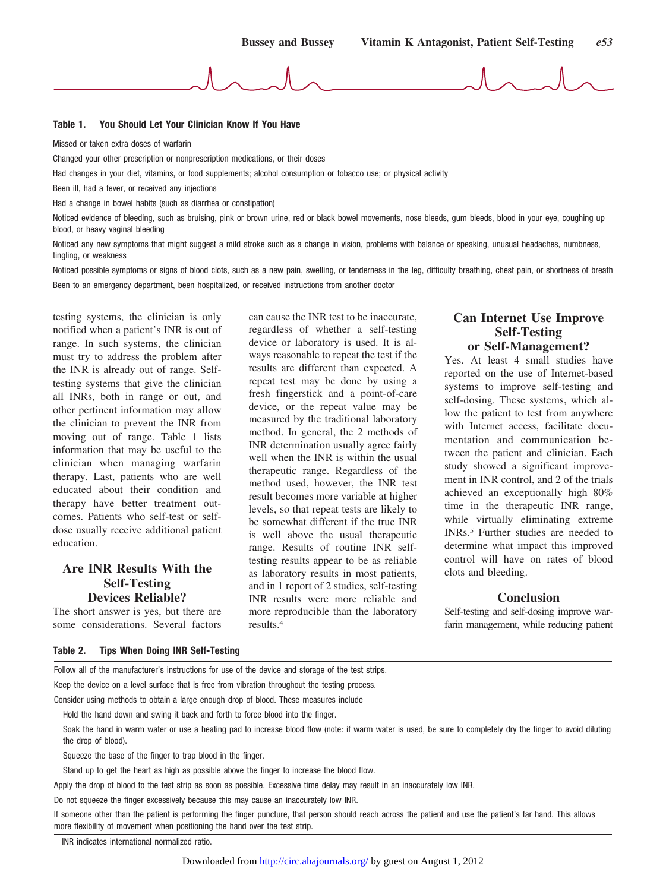**Table 1. You Should Let Your Clinician Know If You Have**

| |
|---|
| Missed or taken extra doses of warfarin |
| Changed your other prescription or nonprescription medications, or their doses |
| Had changes in your diet, vitamins, or food supplements; alcohol consumption or tobacco use; or physical activity |
| Been ill, had a fever, or received any injections |
| Had a change in bowel habits (such as diarrhea or constipation) |
| Noticed evidence of bleeding, such as bruising, pink or brown urine, red or black bowel movements, nose bleeds, gum bleeds, blood in your eye, coughing up blood, or heavy vaginal bleeding |
| Noticed any new symptoms that might suggest a mild stroke such as a change in vision, problems with balance or speaking, unusual headaches, numbness, tingling, or weakness |
| Noticed possible symptoms or signs of blood clots, such as a new pain, swelling, or tenderness in the leg, difficulty breathing, chest pain, or shortness of breath |
| Been to an emergency department, been hospitalized, or received instructions from another doctor |

testing systems, the clinician is only notified when a patient's INR is out of range. In such systems, the clinician must try to address the problem after the INR is already out of range. Self-testing systems that give the clinician all INRs, both in range or out, and other pertinent information may allow the clinician to prevent the INR from moving out of range. Table 1 lists information that may be useful to the clinician when managing warfarin therapy. Last, patients who are well educated about their condition and therapy have better treatment outcomes. Patients who self-test or self-dose usually receive additional patient education.

## Are INR Results With the Self-Testing Devices Reliable?

The short answer is yes, but there are some considerations. Several factors can cause the INR test to be inaccurate, regardless of whether a self-testing device or laboratory is used. It is always reasonable to repeat the test if the results are different than expected. A repeat test may be done by using a fresh fingerstick and a point-of-care device, or the repeat value may be measured by the traditional laboratory method. In general, the 2 methods of INR determination usually agree fairly well when the INR is within the usual therapeutic range. Regardless of the method used, however, the INR test result becomes more variable at higher levels, so that repeat tests are likely to be somewhat different if the true INR is well above the usual therapeutic range. Results of routine INR self-testing results appear to be as reliable as laboratory results in most patients, and in 1 report of 2 studies, self-testing INR results were more reliable and more reproducible than the laboratory results.[4]

## Can Internet Use Improve Self-Testing or Self-Management?

Yes. At least 4 small studies have reported on the use of Internet-based systems to improve self-testing and self-dosing. These systems, which allow the patient to test from anywhere with Internet access, facilitate documentation and communication between the patient and clinician. Each study showed a significant improvement in INR control, and 2 of the trials achieved an exceptionally high 80% time in the therapeutic INR range, while virtually eliminating extreme INRs.[5] Further studies are needed to determine what impact this improved control will have on rates of blood clots and bleeding.

## Conclusion

Self-testing and self-dosing improve warfarin management, while reducing patient

**Table 2. Tips When Doing INR Self-Testing**

| |
|---|
| Follow all of the manufacturer's instructions for use of the device and storage of the test strips. |
| Keep the device on a level surface that is free from vibration throughout the testing process. |
| Consider using methods to obtain a large enough drop of blood. These measures include |
| Hold the hand down and swing it back and forth to force blood into the finger. |
| Soak the hand in warm water or use a heating pad to increase blood flow (note: if warm water is used, be sure to completely dry the finger to avoid diluting the drop of blood). |
| Squeeze the base of the finger to trap blood in the finger. |
| Stand up to get the heart as high as possible above the finger to increase the blood flow. |
| Apply the drop of blood to the test strip as soon as possible. Excessive time delay may result in an inaccurately low INR. |
| Do not squeeze the finger excessively because this may cause an inaccurately low INR. |
| If someone other than the patient is performing the finger puncture, that person should reach across the patient and use the patient's far hand. This allows more flexibility of movement when positioning the hand over the test strip. |

INR indicates international normalized ratio.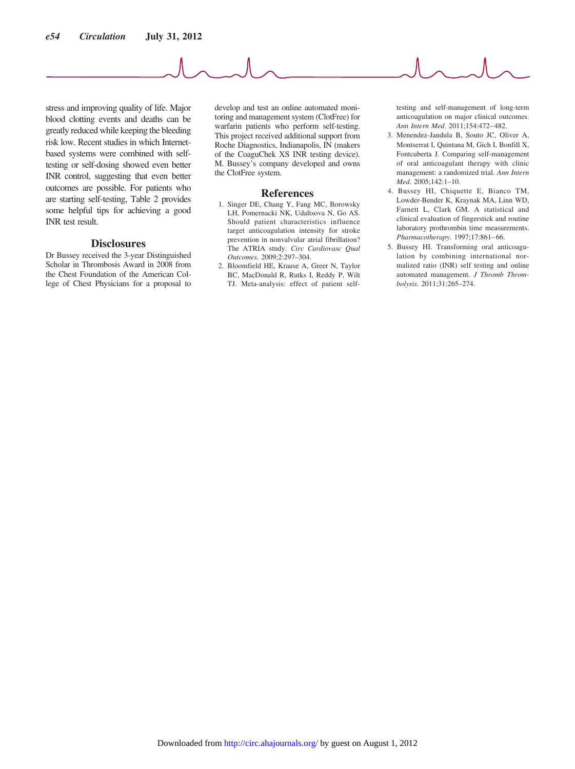stress and improving quality of life. Major blood clotting events and deaths can be greatly reduced while keeping the bleeding risk low. Recent studies in which Internet-based systems were combined with self-testing or self-dosing showed even better INR control, suggesting that even better outcomes are possible. For patients who are starting self-testing, Table 2 provides some helpful tips for achieving a good INR test result.

## Disclosures

Dr Bussey received the 3-year Distinguished Scholar in Thrombosis Award in 2008 from the Chest Foundation of the American College of Chest Physicians for a proposal to develop and test an online automated monitoring and management system (ClotFree) for warfarin patients who perform self-testing. This project received additional support from Roche Diagnostics, Indianapolis, IN (makers of the CoaguChek XS INR testing device). M. Bussey's company developed and owns the ClotFree system.

## References

1. Singer DE, Chang Y, Fang MC, Borowsky LH, Pomernacki NK, Udaltsova N, Go AS. Should patient characteristics influence target anticoagulation intensity for stroke prevention in nonvalvular atrial fibrillation? The ATRIA study. *Circ Cardiovasc Qual Outcomes*. 2009;2:297–304.
2. Bloomfield HE, Krause A, Greer N, Taylor BC, MacDonald R, Rutks I, Reddy P, Wilt TJ. Meta-analysis: effect of patient self-testing and self-management of long-term anticoagulation on major clinical outcomes. *Ann Intern Med*. 2011;154:472–482.
3. Menendez-Jandula B, Souto JC, Oliver A, Montserrat I, Quintana M, Gich I, Bonfill X, Fontcuberta J. Comparing self-management of oral anticoagulant therapy with clinic management: a randomized trial. *Ann Intern Med*. 2005;142:1–10.
4. Bussey HI, Chiquette E, Bianco TM, Lowder-Bender K, Kraynak MA, Linn WD, Farnett L, Clark GM. A statistical and clinical evaluation of fingerstick and routine laboratory prothrombin time measurements. *Pharmacotherapy*. 1997;17:861–66.
5. Bussey HI. Transforming oral anticoagulation by combining international normalized ratio (INR) self testing and online automated management. *J Thromb Thrombolysis*. 2011;31:265–274.